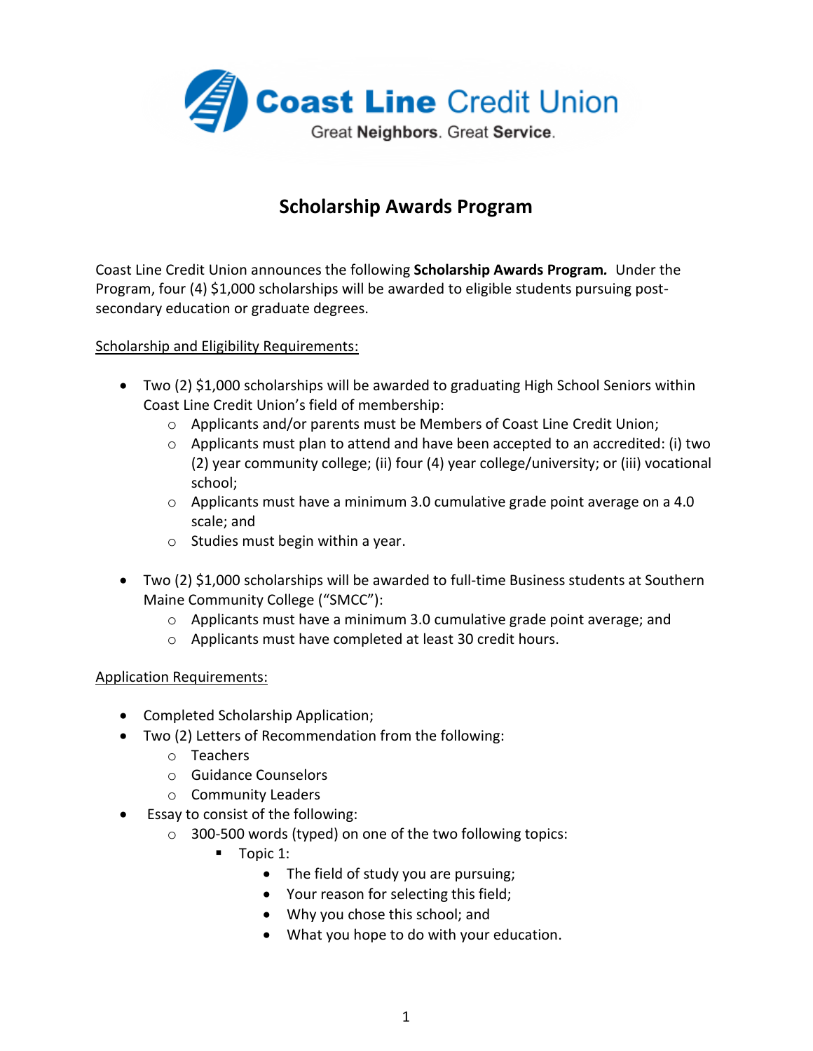Coast Line Credit Union

Great **Neighbors**. Great **Service**.

# Scholarship Awards Program

Coast Line Credit Union announces the following **Scholarship Awards Program.** Under the Program, four (4) $1,000 scholarships will be awarded to eligible students pursuing post-secondary education or graduate degrees.

Scholarship and Eligibility Requirements:

- Two (2) $1,000 scholarships will be awarded to graduating High School Seniors within Coast Line Credit Union's field of membership:
  - Applicants and/or parents must be Members of Coast Line Credit Union;
  - Applicants must plan to attend and have been accepted to an accredited: (i) two (2) year community college; (ii) four (4) year college/university; or (iii) vocational school;
  - Applicants must have a minimum 3.0 cumulative grade point average on a 4.0 scale; and
  - Studies must begin within a year.

- Two (2) $1,000 scholarships will be awarded to full-time Business students at Southern Maine Community College ("SMCC"):
  - Applicants must have a minimum 3.0 cumulative grade point average; and
  - Applicants must have completed at least 30 credit hours.

Application Requirements:

- Completed Scholarship Application;
- Two (2) Letters of Recommendation from the following:
  - Teachers
  - Guidance Counselors
  - Community Leaders
- Essay to consist of the following:
  - 300-500 words (typed) on one of the two following topics:
    - Topic 1:
      - The field of study you are pursuing;
      - Your reason for selecting this field;
      - Why you chose this school; and
      - What you hope to do with your education.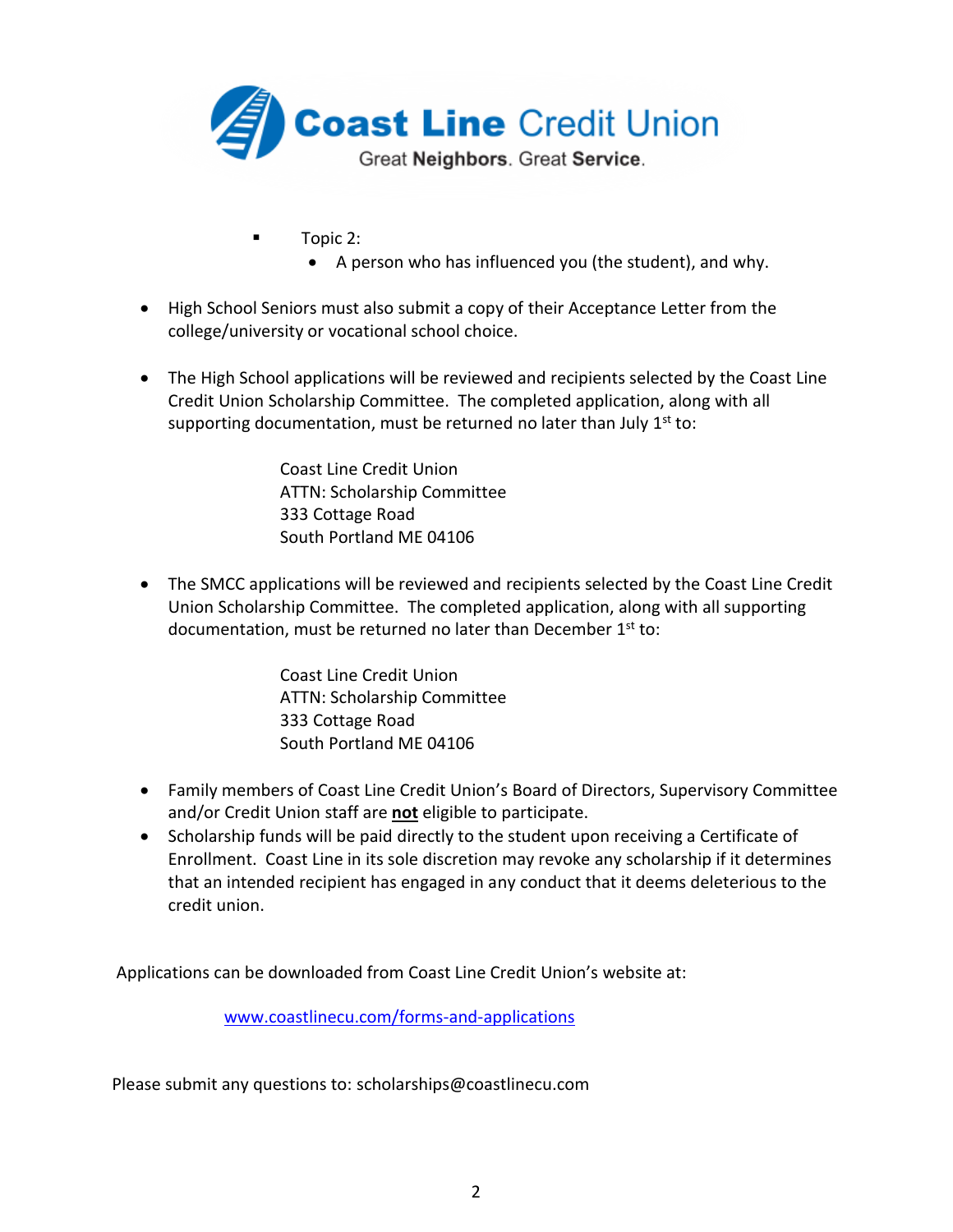- Topic 2:
    - A person who has influenced you (the student), and why.

- High School Seniors must also submit a copy of their Acceptance Letter from the college/university or vocational school choice.

- The High School applications will be reviewed and recipients selected by the Coast Line Credit Union Scholarship Committee. The completed application, along with all supporting documentation, must be returned no later than July 1st to:

  Coast Line Credit Union
  ATTN: Scholarship Committee
  333 Cottage Road
  South Portland ME 04106

- The SMCC applications will be reviewed and recipients selected by the Coast Line Credit Union Scholarship Committee. The completed application, along with all supporting documentation, must be returned no later than December 1st to:

  Coast Line Credit Union
  ATTN: Scholarship Committee
  333 Cottage Road
  South Portland ME 04106

- Family members of Coast Line Credit Union's Board of Directors, Supervisory Committee and/or Credit Union staff are **not** eligible to participate.
- Scholarship funds will be paid directly to the student upon receiving a Certificate of Enrollment. Coast Line in its sole discretion may revoke any scholarship if it determines that an intended recipient has engaged in any conduct that it deems deleterious to the credit union.

Applications can be downloaded from Coast Line Credit Union's website at:

[www.coastlinecu.com/forms-and-applications](http://www.coastlinecu.com/forms-and-applications)

Please submit any questions to: scholarships@coastlinecu.com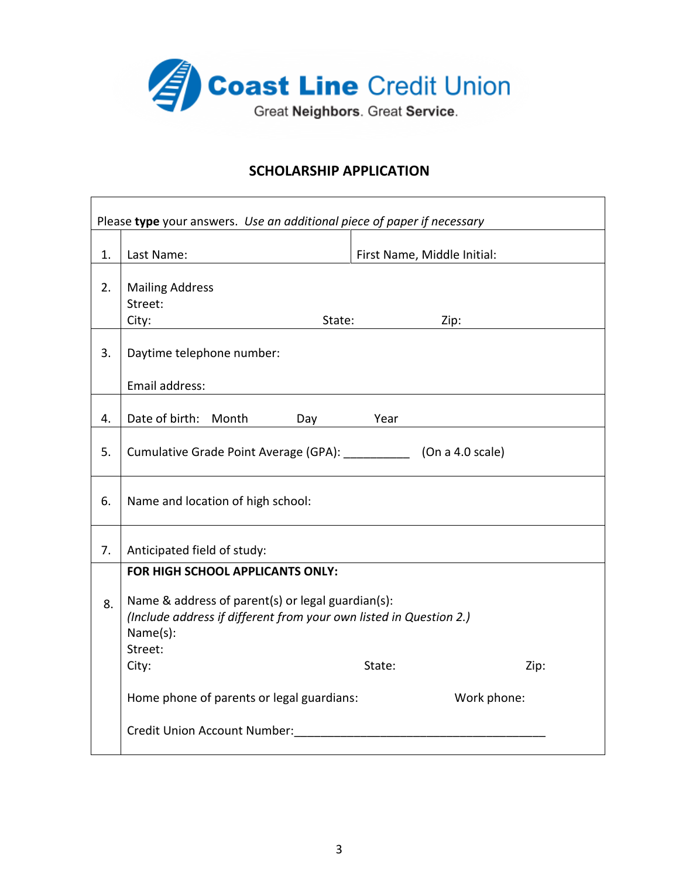**Coast Line Credit Union**

Great **Neighbors**. Great **Service**.

## SCHOLARSHIP APPLICATION

Please **type** your answers. *Use an additional piece of paper if necessary*

| | | |
|---|---|---|
| 1. | Last Name: | First Name, Middle Initial: |
| 2. | Mailing Address<br>Street:<br>City: State: Zip: | |
| 3. | Daytime telephone number:<br><br>Email address: | |
| 4. | Date of birth: Month Day Year | |
| 5. | Cumulative Grade Point Average (GPA): __________ (On a 4.0 scale) | |
| 6. | Name and location of high school: | |
| 7. | Anticipated field of study: | |
| 8. | **FOR HIGH SCHOOL APPLICANTS ONLY:**<br><br>Name & address of parent(s) or legal guardian(s):<br>*(Include address if different from your own listed in Question 2.)*<br>Name(s):<br>Street:<br>City: State: Zip:<br><br>Home phone of parents or legal guardians: Work phone:<br><br>Credit Union Account Number:_______________________________________ | |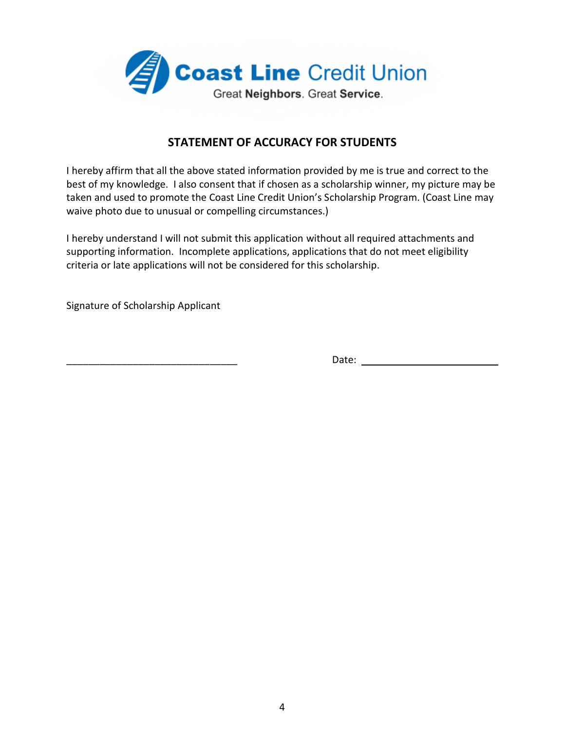**Coast Line Credit Union**

Great **Neighbors**. Great **Service**.

## STATEMENT OF ACCURACY FOR STUDENTS

I hereby affirm that all the above stated information provided by me is true and correct to the best of my knowledge. I also consent that if chosen as a scholarship winner, my picture may be taken and used to promote the Coast Line Credit Union's Scholarship Program. (Coast Line may waive photo due to unusual or compelling circumstances.)

I hereby understand I will not submit this application without all required attachments and supporting information. Incomplete applications, applications that do not meet eligibility criteria or late applications will not be considered for this scholarship.

Signature of Scholarship Applicant

_______________________________ Date: ______________________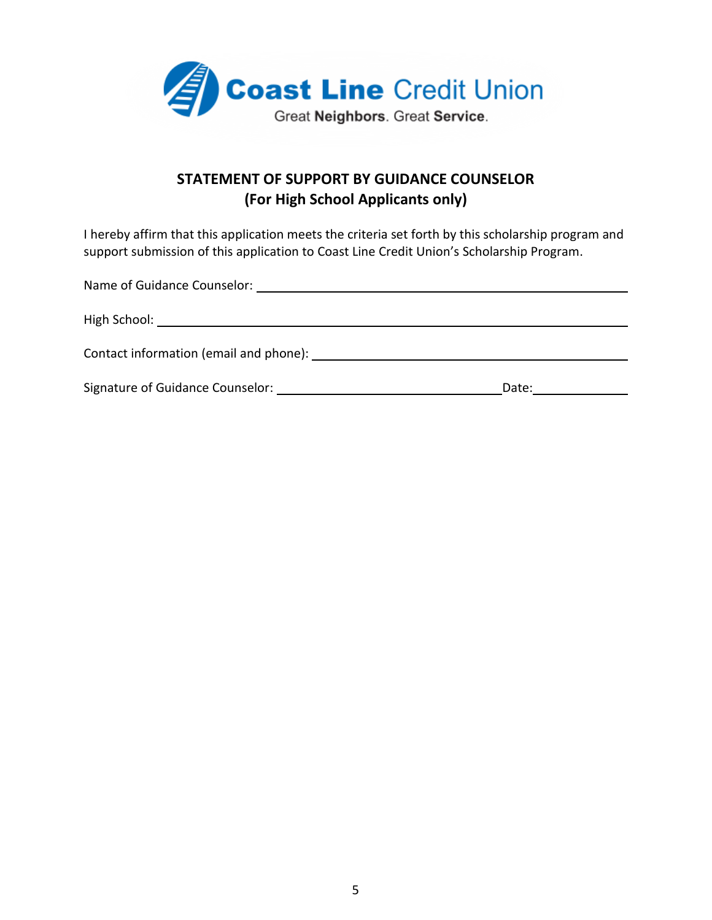**Coast Line Credit Union**

Great **Neighbors**. Great **Service**.

## STATEMENT OF SUPPORT BY GUIDANCE COUNSELOR
## (For High School Applicants only)

I hereby affirm that this application meets the criteria set forth by this scholarship program and support submission of this application to Coast Line Credit Union's Scholarship Program.

Name of Guidance Counselor: ______________________________________________

High School: ______________________________________________

Contact information (email and phone): ______________________________________________

Signature of Guidance Counselor: ______________________________ Date: ______________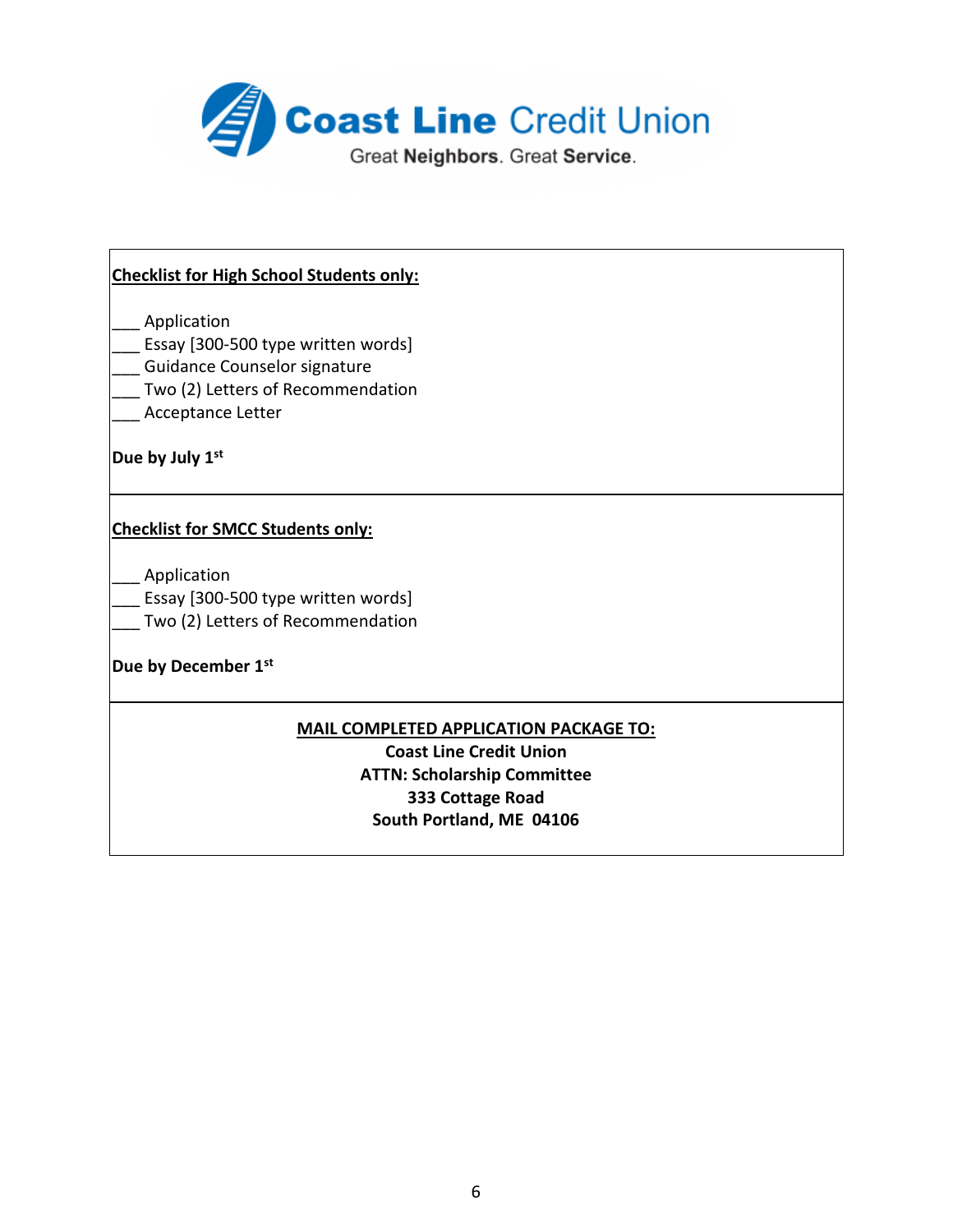**Coast Line Credit Union**

Great **Neighbors**. Great **Service**.

**Checklist for High School Students only:**

___ Application
___ Essay [300-500 type written words]
___ Guidance Counselor signature
___ Two (2) Letters of Recommendation
___ Acceptance Letter

**Due by July 1st**

**Checklist for SMCC Students only:**

___ Application
___ Essay [300-500 type written words]
___ Two (2) Letters of Recommendation

**Due by December 1st**

**MAIL COMPLETED APPLICATION PACKAGE TO:**
**Coast Line Credit Union**
**ATTN: Scholarship Committee**
**333 Cottage Road**
**South Portland, ME 04106**